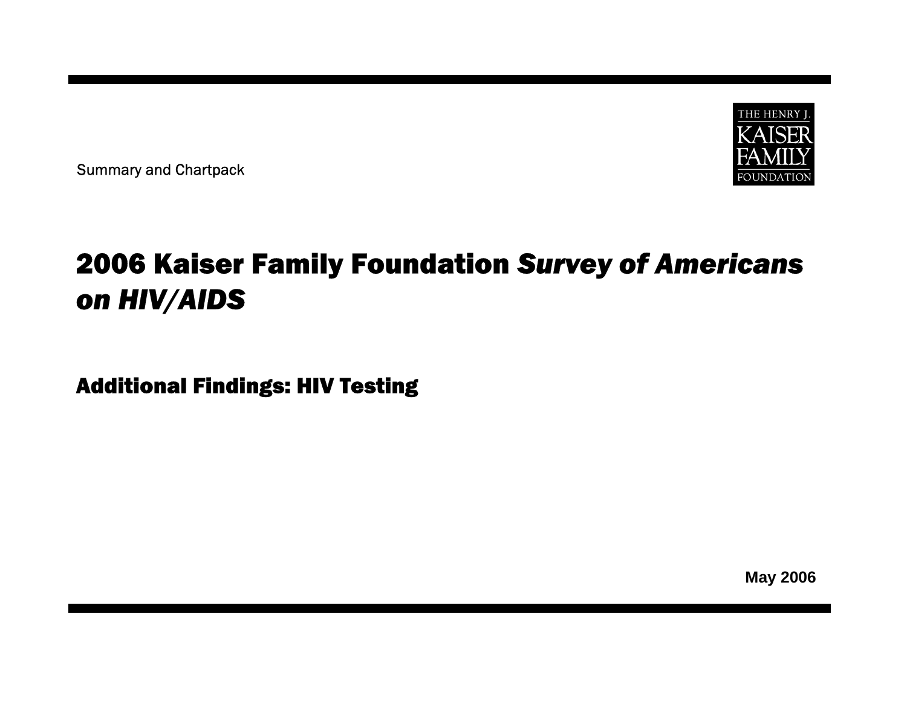Summary and Chartpack

THE HENRY J. KAISER FAMILY FOUNDATION

# 2006 Kaiser Family Foundation *Survey of Americans on HIV/AIDS*

## Additional Findings: HIV Testing

**May 2006**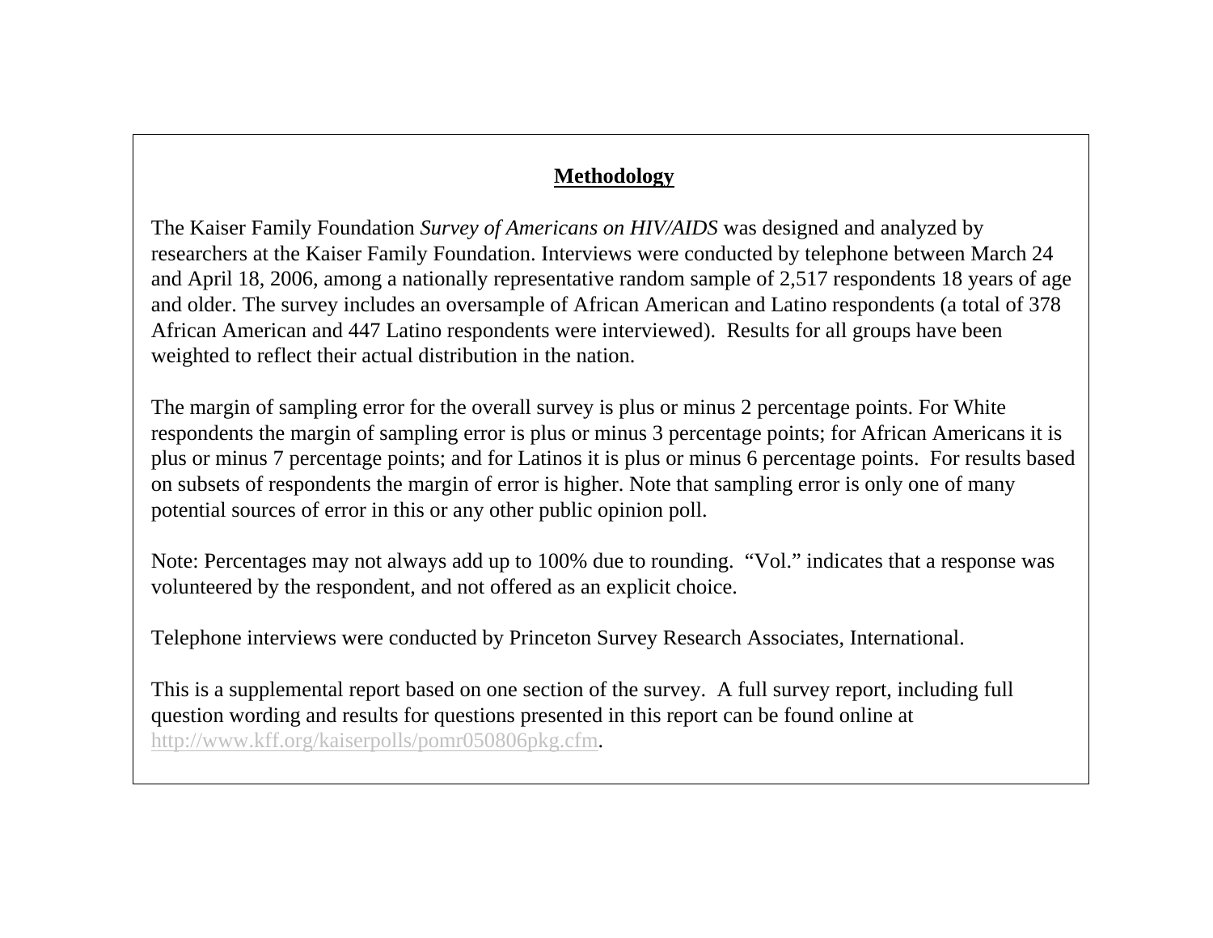## Methodology

The Kaiser Family Foundation *Survey of Americans on HIV/AIDS* was designed and analyzed by researchers at the Kaiser Family Foundation. Interviews were conducted by telephone between March 24 and April 18, 2006, among a nationally representative random sample of 2,517 respondents 18 years of age and older. The survey includes an oversample of African American and Latino respondents (a total of 378 African American and 447 Latino respondents were interviewed). Results for all groups have been weighted to reflect their actual distribution in the nation.

The margin of sampling error for the overall survey is plus or minus 2 percentage points. For White respondents the margin of sampling error is plus or minus 3 percentage points; for African Americans it is plus or minus 7 percentage points; and for Latinos it is plus or minus 6 percentage points. For results based on subsets of respondents the margin of error is higher. Note that sampling error is only one of many potential sources of error in this or any other public opinion poll.

Note: Percentages may not always add up to 100% due to rounding. "Vol." indicates that a response was volunteered by the respondent, and not offered as an explicit choice.

Telephone interviews were conducted by Princeton Survey Research Associates, International.

This is a supplemental report based on one section of the survey. A full survey report, including full question wording and results for questions presented in this report can be found online at http://www.kff.org/kaiserpolls/pomr050806pkg.cfm.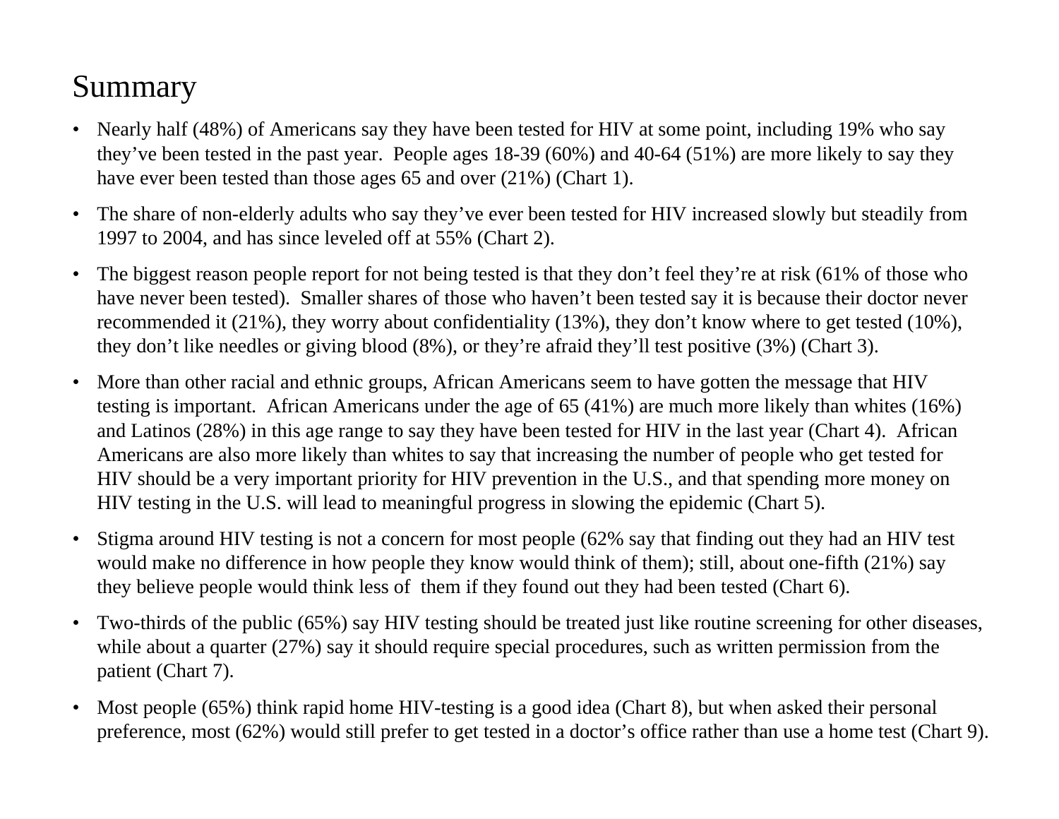# Summary

- Nearly half (48%) of Americans say they have been tested for HIV at some point, including 19% who say they've been tested in the past year. People ages 18-39 (60%) and 40-64 (51%) are more likely to say they have ever been tested than those ages 65 and over (21%) (Chart 1).
- The share of non-elderly adults who say they've ever been tested for HIV increased slowly but steadily from 1997 to 2004, and has since leveled off at 55% (Chart 2).
- The biggest reason people report for not being tested is that they don't feel they're at risk (61% of those who have never been tested). Smaller shares of those who haven't been tested say it is because their doctor never recommended it (21%), they worry about confidentiality (13%), they don't know where to get tested (10%), they don't like needles or giving blood (8%), or they're afraid they'll test positive (3%) (Chart 3).
- More than other racial and ethnic groups, African Americans seem to have gotten the message that HIV testing is important. African Americans under the age of 65 (41%) are much more likely than whites (16%) and Latinos (28%) in this age range to say they have been tested for HIV in the last year (Chart 4). African Americans are also more likely than whites to say that increasing the number of people who get tested for HIV should be a very important priority for HIV prevention in the U.S., and that spending more money on HIV testing in the U.S. will lead to meaningful progress in slowing the epidemic (Chart 5).
- Stigma around HIV testing is not a concern for most people (62% say that finding out they had an HIV test would make no difference in how people they know would think of them); still, about one-fifth (21%) say they believe people would think less of them if they found out they had been tested (Chart 6).
- Two-thirds of the public (65%) say HIV testing should be treated just like routine screening for other diseases, while about a quarter (27%) say it should require special procedures, such as written permission from the patient (Chart 7).
- Most people (65%) think rapid home HIV-testing is a good idea (Chart 8), but when asked their personal preference, most (62%) would still prefer to get tested in a doctor's office rather than use a home test (Chart 9).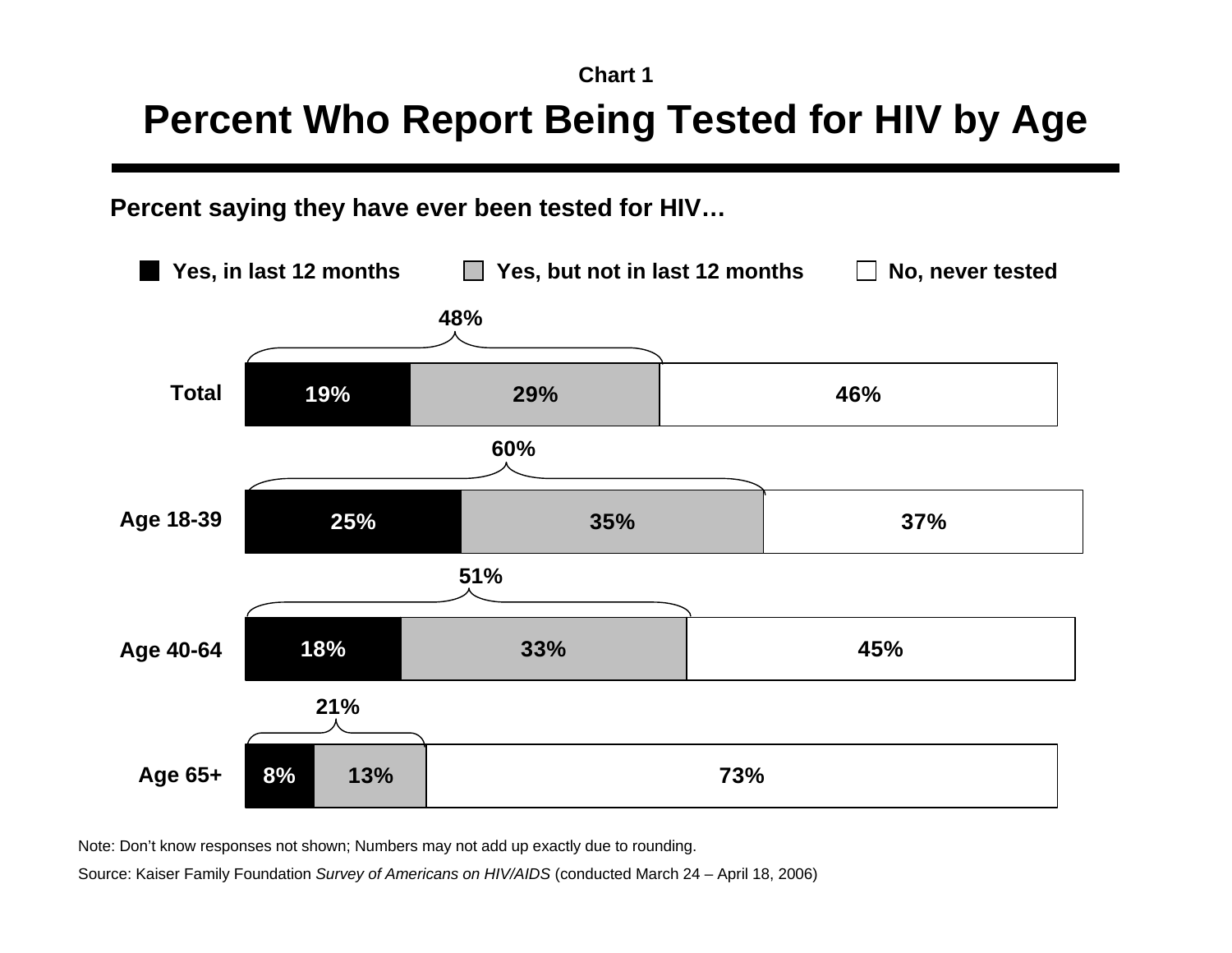Chart 1

# Percent Who Report Being Tested for HIV by Age

**Percent saying they have ever been tested for HIV…**

| | Yes, in last 12 months | Yes, but not in last 12 months | No, never tested | Total ever tested |
|---|---|---|---|---|
| Total | 19% | 29% | 46% | 48% |
| Age 18-39 | 25% | 35% | 37% | 60% |
| Age 40-64 | 18% | 33% | 45% | 51% |
| Age 65+ | 8% | 13% | 73% | 21% |

Note: Don't know responses not shown; Numbers may not add up exactly due to rounding.

Source: Kaiser Family Foundation *Survey of Americans on HIV/AIDS* (conducted March 24 – April 18, 2006)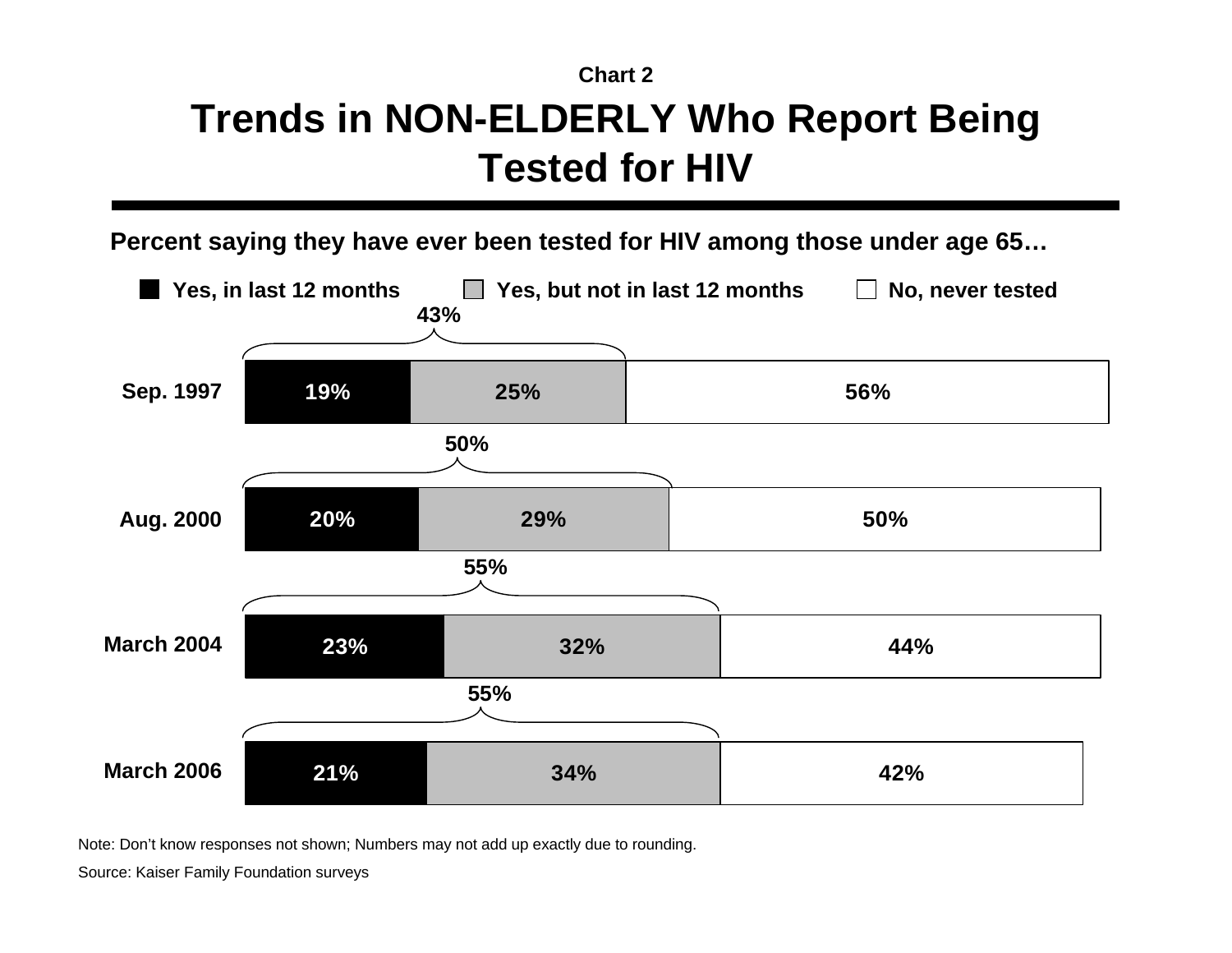Chart 2

# Trends in NON-ELDERLY Who Report Being Tested for HIV

**Percent saying they have ever been tested for HIV among those under age 65…**

| | Yes, in last 12 months | Yes, but not in last 12 months | Total ever tested | No, never tested |
|---|---|---|---|---|
| Sep. 1997 | 19% | 25% | 43% | 56% |
| Aug. 2000 | 20% | 29% | 50% | 50% |
| March 2004 | 23% | 32% | 55% | 44% |
| March 2006 | 21% | 34% | 55% | 42% |

Note: Don't know responses not shown; Numbers may not add up exactly due to rounding.

Source: Kaiser Family Foundation surveys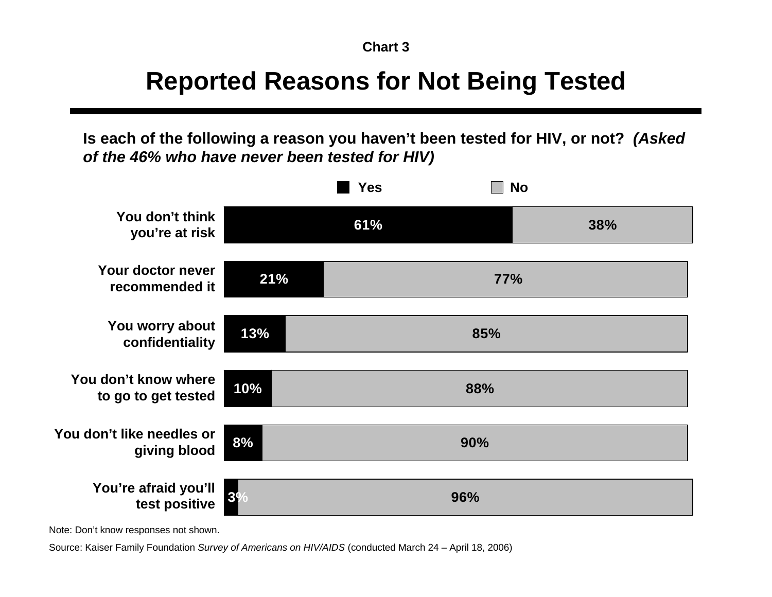Chart 3

# Reported Reasons for Not Being Tested

**Is each of the following a reason you haven't been tested for HIV, or not?** ***(Asked of the 46% who have never been tested for HIV)***

| | Yes | No |
|---|---|---|
| You don't think you're at risk | 61% | 38% |
| Your doctor never recommended it | 21% | 77% |
| You worry about confidentiality | 13% | 85% |
| You don't know where to go to get tested | 10% | 88% |
| You don't like needles or giving blood | 8% | 90% |
| You're afraid you'll test positive | 3% | 96% |

Note: Don't know responses not shown.

Source: Kaiser Family Foundation *Survey of Americans on HIV/AIDS* (conducted March 24 – April 18, 2006)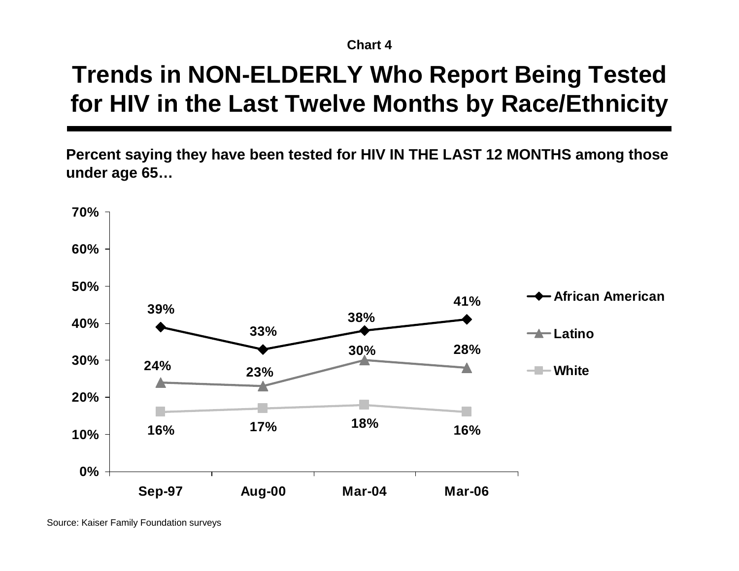Chart 4

# Trends in NON-ELDERLY Who Report Being Tested for HIV in the Last Twelve Months by Race/Ethnicity

**Percent saying they have been tested for HIV IN THE LAST 12 MONTHS among those under age 65…**

| | Sep-97 | Aug-00 | Mar-04 | Mar-06 |
|---|---|---|---|---|
| African American | 39% | 33% | 38% | 41% |
| Latino | 24% | 23% | 30% | 28% |
| White | 16% | 17% | 18% | 16% |

Source: Kaiser Family Foundation surveys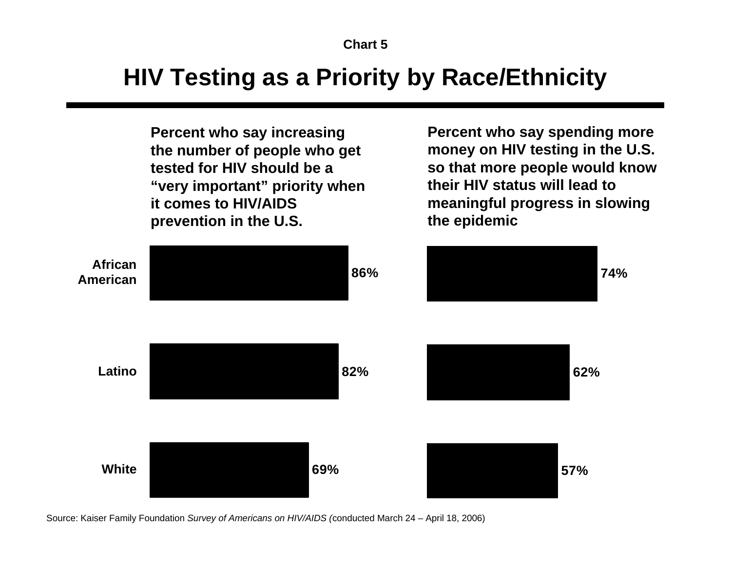Chart 5

# HIV Testing as a Priority by Race/Ethnicity

| | Percent who say increasing the number of people who get tested for HIV should be a "very important" priority when it comes to HIV/AIDS prevention in the U.S. | Percent who say spending more money on HIV testing in the U.S. so that more people would know their HIV status will lead to meaningful progress in slowing the epidemic |
|---|---|---|
| African American | 86% | 74% |
| Latino | 82% | 62% |
| White | 69% | 57% |

Source: Kaiser Family Foundation *Survey of Americans on HIV/AIDS (*conducted March 24 – April 18, 2006)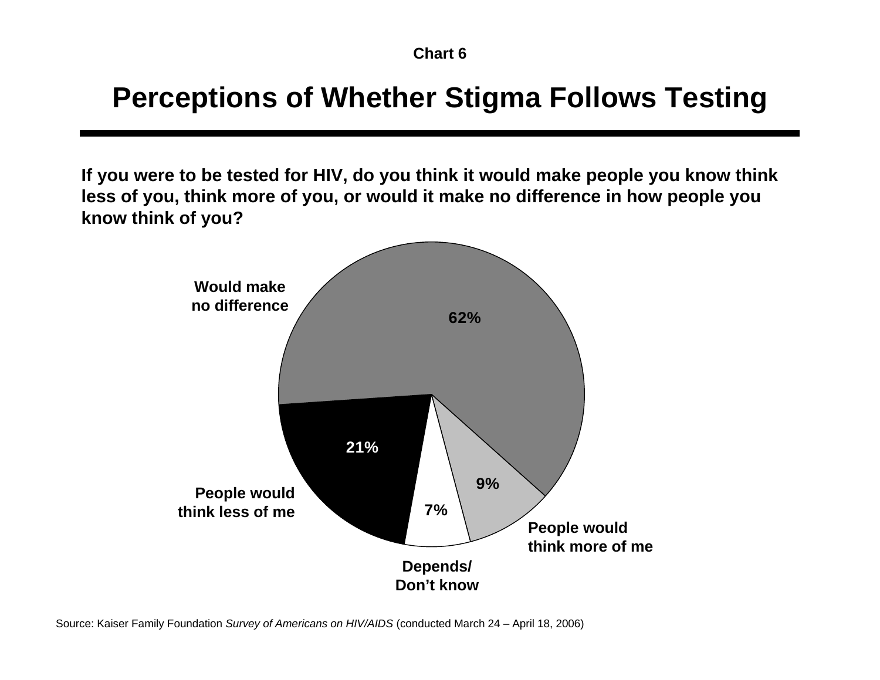Chart 6

# Perceptions of Whether Stigma Follows Testing

**If you were to be tested for HIV, do you think it would make people you know think less of you, think more of you, or would it make no difference in how people you know think of you?**

| Response | Percent |
| --- | --- |
| Would make no difference | 62% |
| People would think less of me | 21% |
| People would think more of me | 9% |
| Depends/ Don't know | 7% |

Source: Kaiser Family Foundation *Survey of Americans on HIV/AIDS* (conducted March 24 – April 18, 2006)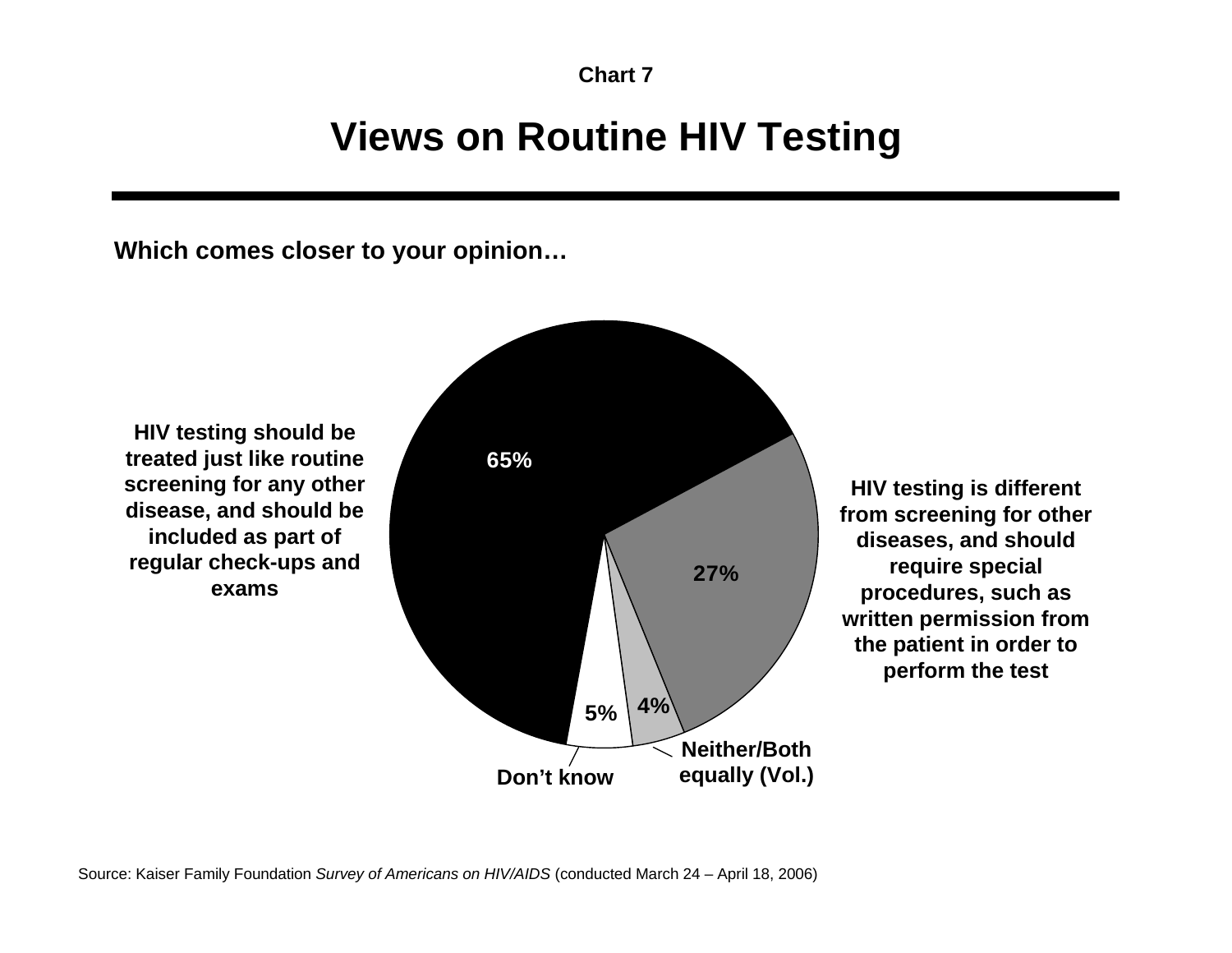**Chart 7**

# Views on Routine HIV Testing

**Which comes closer to your opinion…**

**HIV testing should be treated just like routine screening for any other disease, and should be included as part of regular check-ups and exams**

**65%**

**HIV testing is different from screening for other diseases, and should require special procedures, such as written permission from the patient in order to perform the test**

**27%**

**4%**

**Neither/Both equally (Vol.)**

**5%**

**Don't know**

Source: Kaiser Family Foundation *Survey of Americans on HIV/AIDS* (conducted March 24 – April 18, 2006)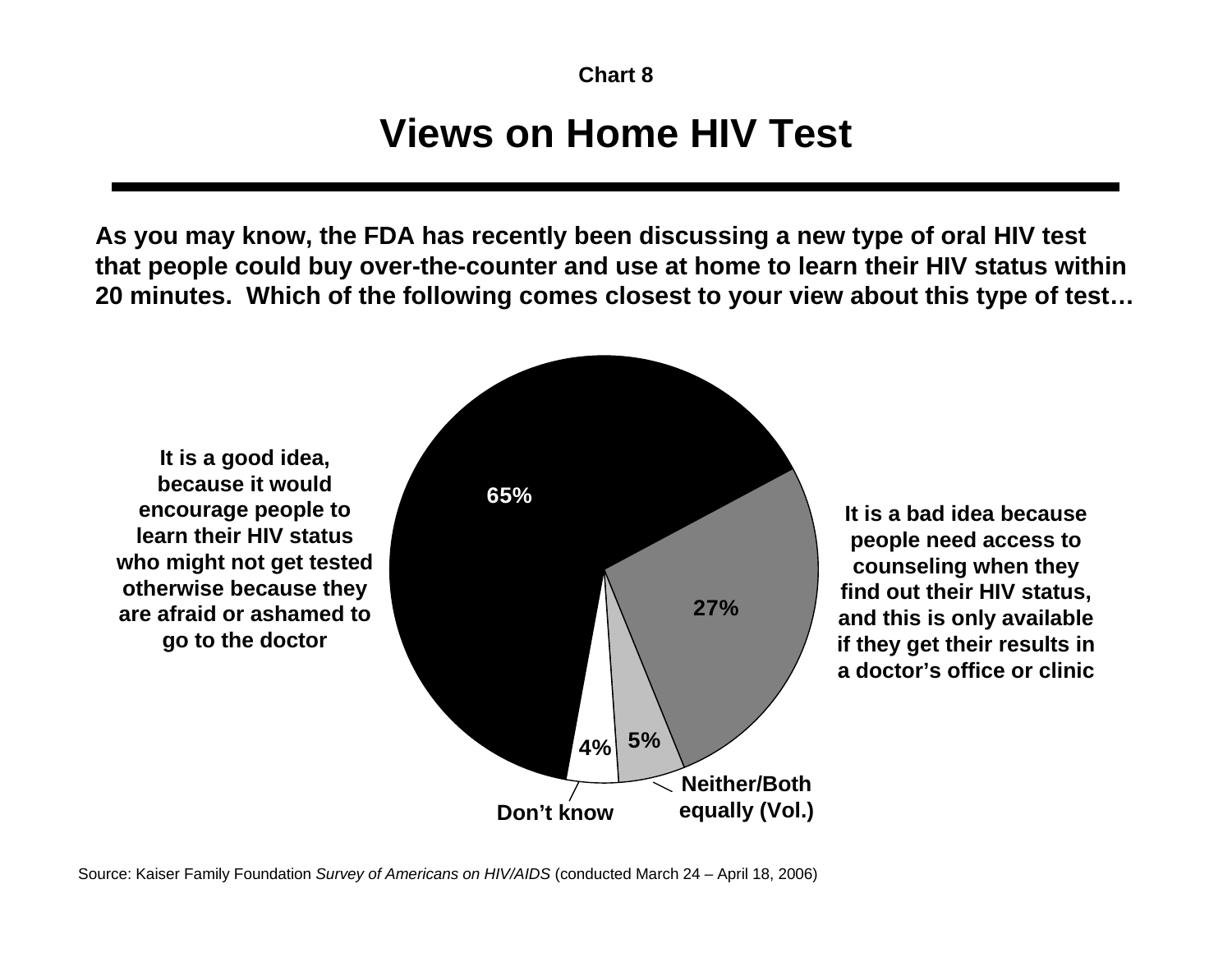Chart 8

# Views on Home HIV Test

**As you may know, the FDA has recently been discussing a new type of oral HIV test that people could buy over-the-counter and use at home to learn their HIV status within 20 minutes. Which of the following comes closest to your view about this type of test…**

| Response | Percent |
| --- | --- |
| It is a good idea, because it would encourage people to learn their HIV status who might not get tested otherwise because they are afraid or ashamed to go to the doctor | 65% |
| It is a bad idea because people need access to counseling when they find out their HIV status, and this is only available if they get their results in a doctor's office or clinic | 27% |
| Neither/Both equally (Vol.) | 5% |
| Don't know | 4% |

Source: Kaiser Family Foundation *Survey of Americans on HIV/AIDS* (conducted March 24 – April 18, 2006)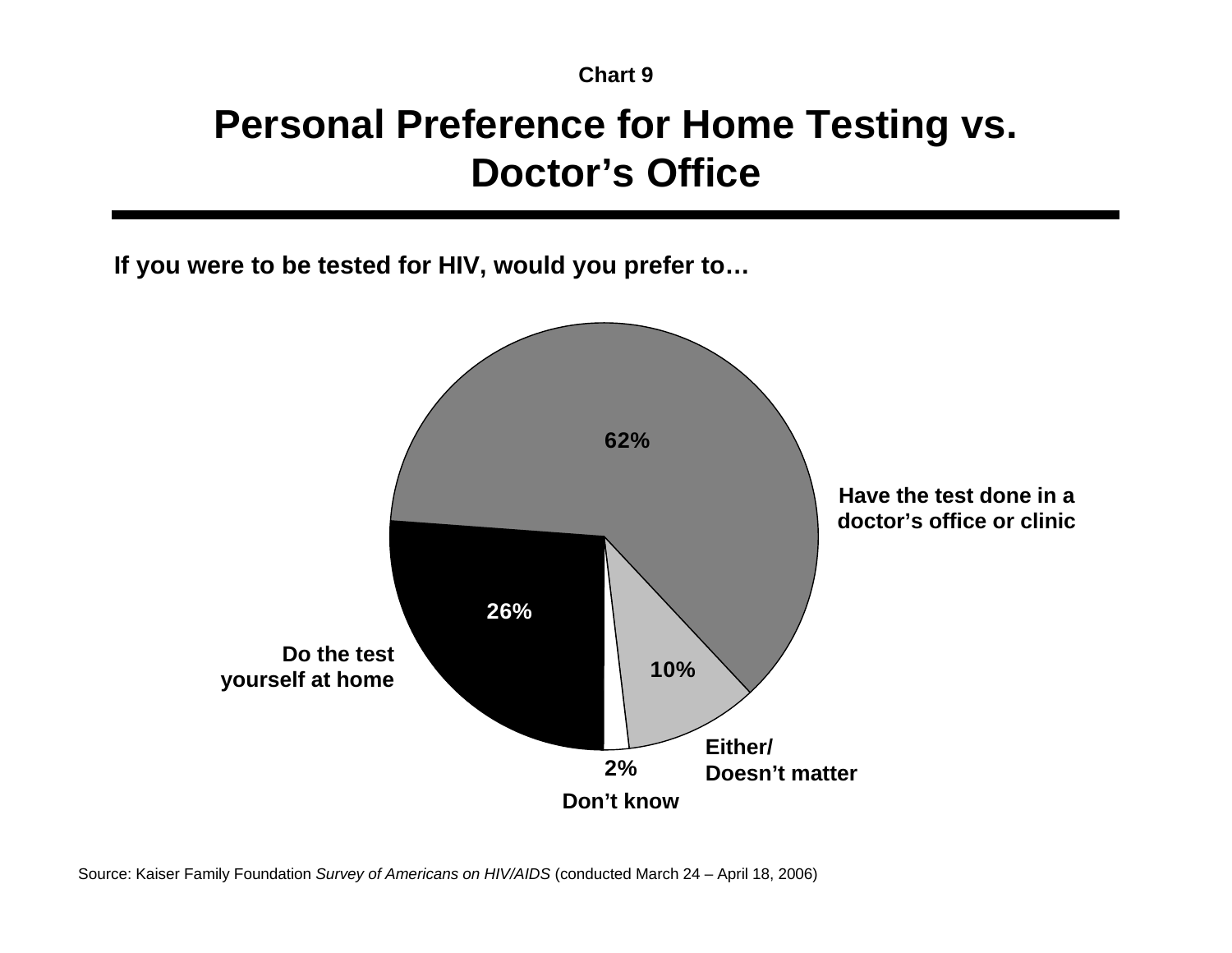Chart 9

# Personal Preference for Home Testing vs. Doctor's Office

**If you were to be tested for HIV, would you prefer to…**

| Response | Percent |
|---|---|
| Have the test done in a doctor's office or clinic | 62% |
| Do the test yourself at home | 26% |
| Either/ Doesn't matter | 10% |
| Don't know | 2% |

Source: Kaiser Family Foundation *Survey of Americans on HIV/AIDS* (conducted March 24 – April 18, 2006)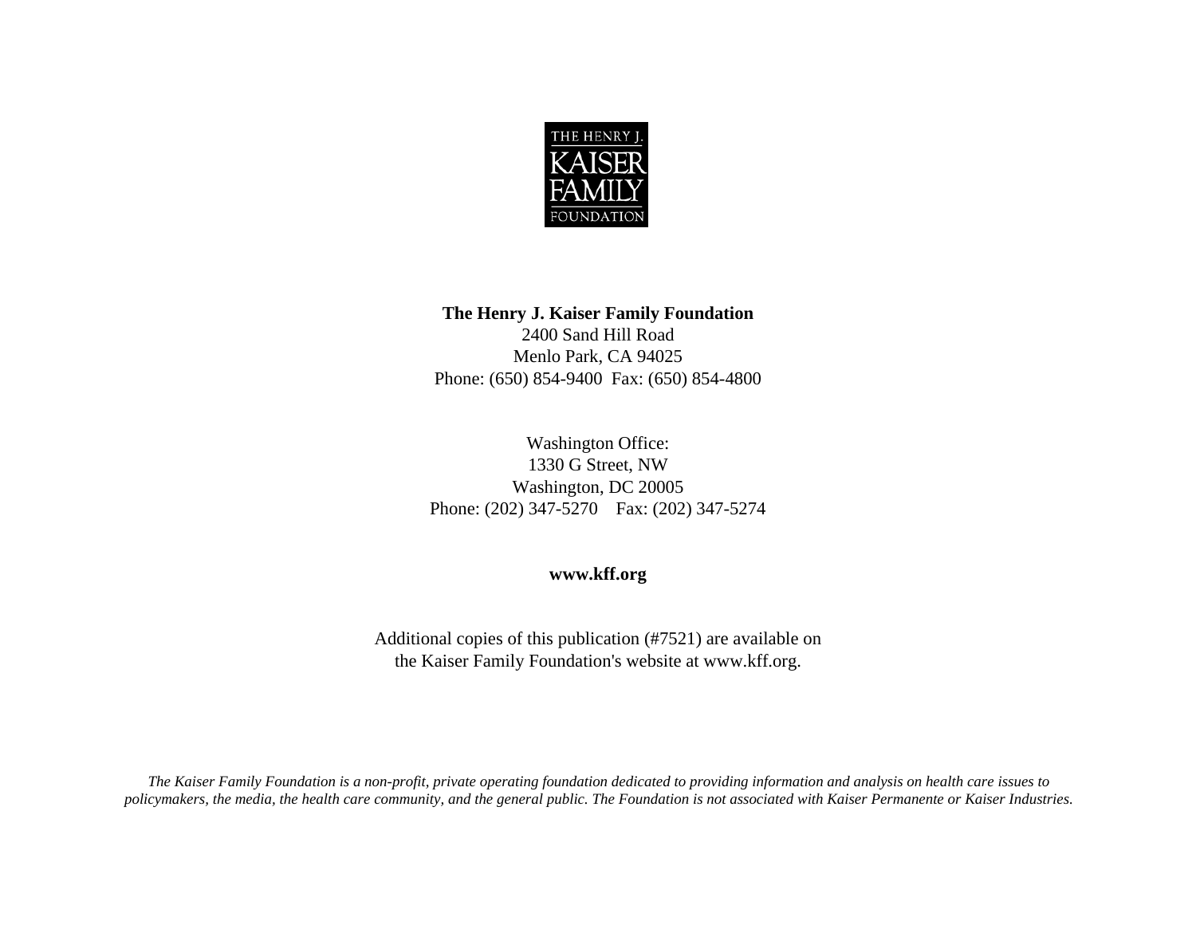THE HENRY J. KAISER FAMILY FOUNDATION

**The Henry J. Kaiser Family Foundation**
2400 Sand Hill Road
Menlo Park, CA 94025
Phone: (650) 854-9400 Fax: (650) 854-4800

Washington Office:
1330 G Street, NW
Washington, DC 20005
Phone: (202) 347-5270 Fax: (202) 347-5274

**www.kff.org**

Additional copies of this publication (#7521) are available on the Kaiser Family Foundation's website at www.kff.org.

*The Kaiser Family Foundation is a non-profit, private operating foundation dedicated to providing information and analysis on health care issues to policymakers, the media, the health care community, and the general public. The Foundation is not associated with Kaiser Permanente or Kaiser Industries.*